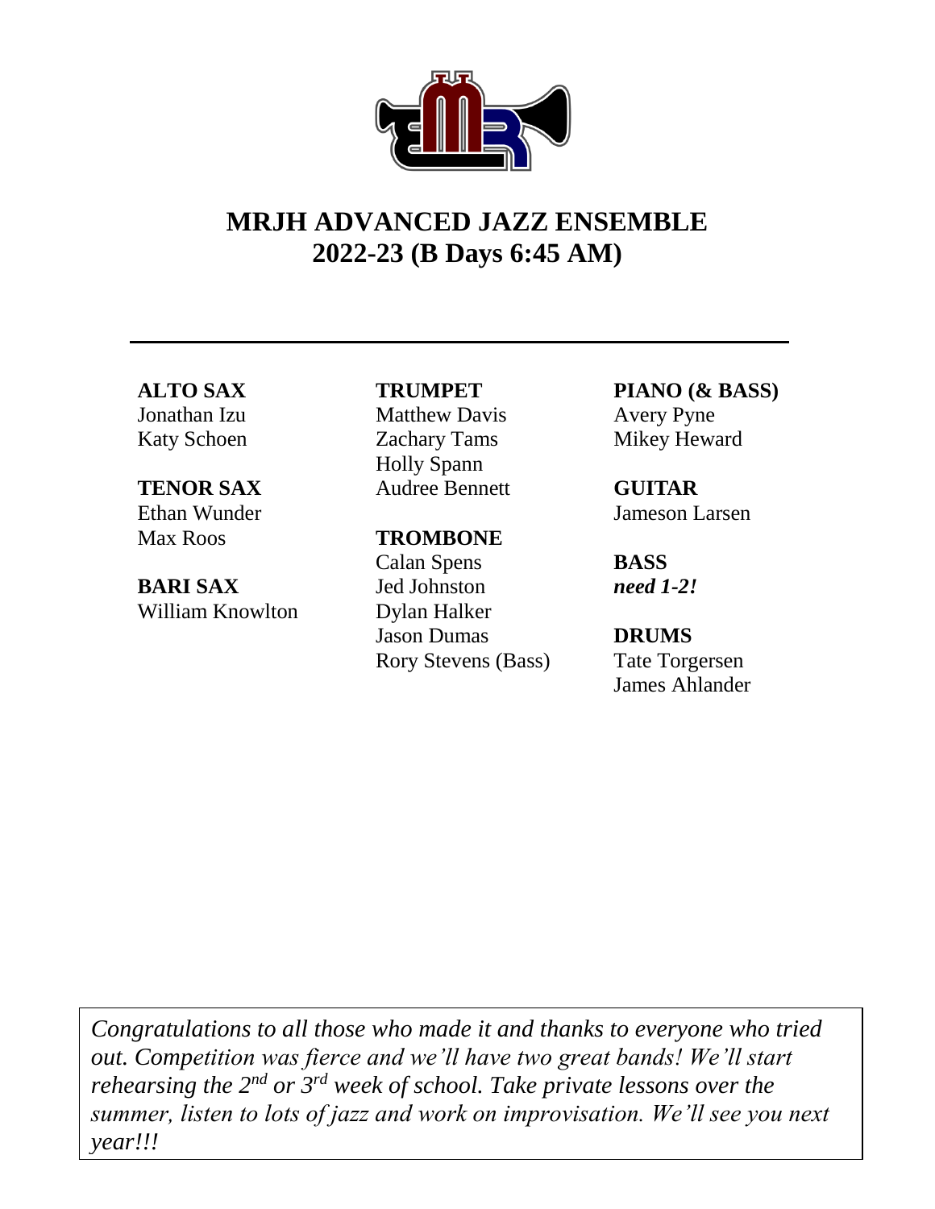# MRJH ADVANCED JAZZ ENSEMBLE
# 2022-23 (B Days 6:45 AM)

---

**ALTO SAX**
Jonathan Izu
Katy Schoen

**TENOR SAX**
Ethan Wunder
Max Roos

**BARI SAX**
William Knowlton

**TRUMPET**
Matthew Davis
Zachary Tams
Holly Spann
Audree Bennett

**TROMBONE**
Calan Spens
Jed Johnston
Dylan Halker
Jason Dumas
Rory Stevens (Bass)

**PIANO (& BASS)**
Avery Pyne
Mikey Heward

**GUITAR**
Jameson Larsen

**BASS**
***need 1-2!***

**DRUMS**
Tate Torgersen
James Ahlander

*Congratulations to all those who made it and thanks to everyone who tried out. Competition was fierce and we'll have two great bands! We'll start rehearsing the 2nd or 3rd week of school. Take private lessons over the summer, listen to lots of jazz and work on improvisation. We'll see you next year!!!*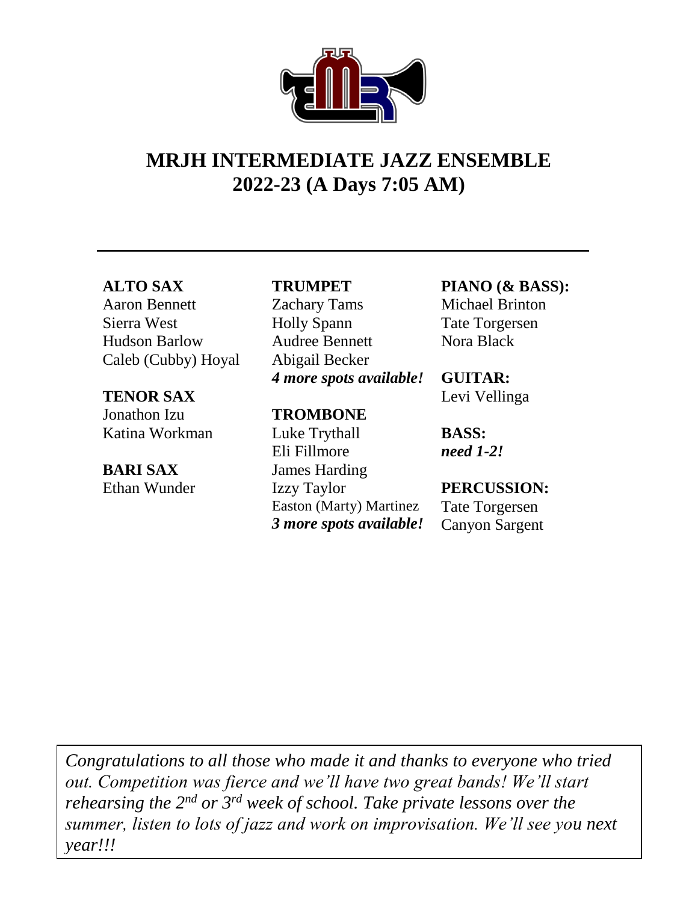# MRJH INTERMEDIATE JAZZ ENSEMBLE
# 2022-23 (A Days 7:05 AM)

---

**ALTO SAX**
Aaron Bennett
Sierra West
Hudson Barlow
Caleb (Cubby) Hoyal

**TENOR SAX**
Jonathon Izu
Katina Workman

**BARI SAX**
Ethan Wunder

**TRUMPET**
Zachary Tams
Holly Spann
Audree Bennett
Abigail Becker
***4 more spots available!***

**TROMBONE**
Luke Trythall
Eli Fillmore
James Harding
Izzy Taylor
Easton (Marty) Martinez
***3 more spots available!***

**PIANO (& BASS):**
Michael Brinton
Tate Torgersen
Nora Black

**GUITAR:**
Levi Vellinga

**BASS:**
***need 1-2!***

**PERCUSSION:**
Tate Torgersen
Canyon Sargent

*Congratulations to all those who made it and thanks to everyone who tried out. Competition was fierce and we'll have two great bands! We'll start rehearsing the 2nd or 3rd week of school. Take private lessons over the summer, listen to lots of jazz and work on improvisation. We'll see you next year!!!*